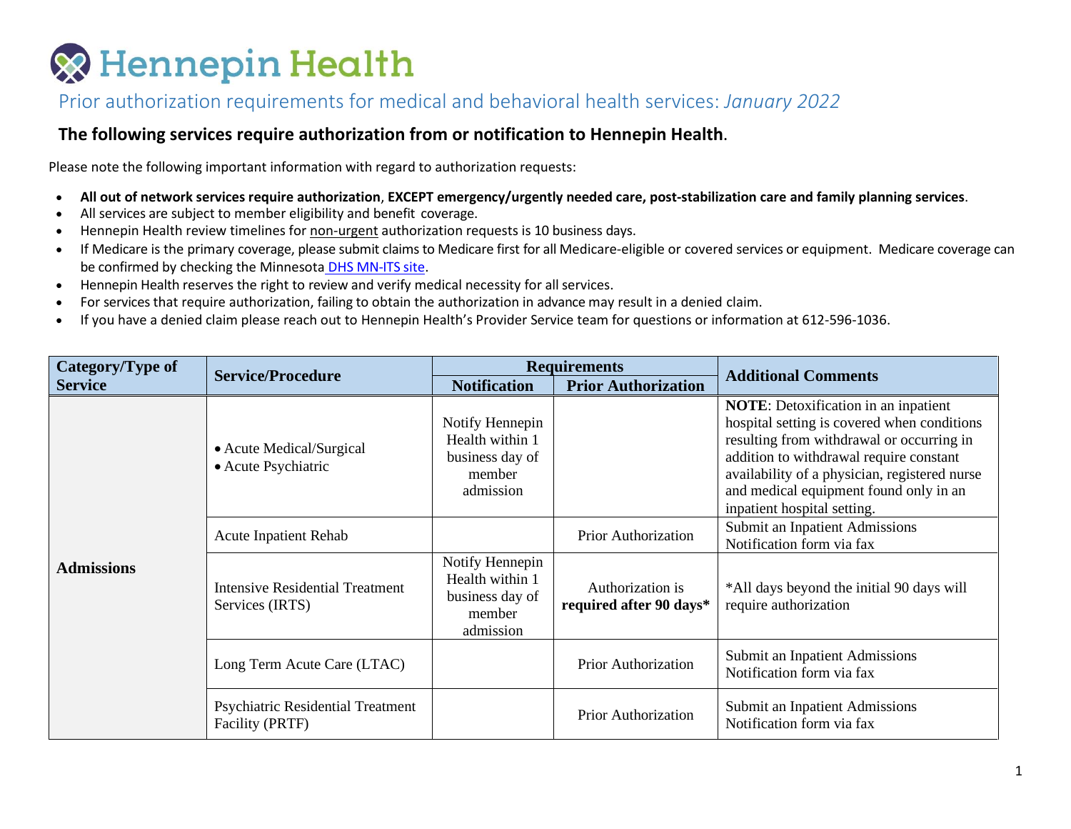# Hennepin Health

## Prior authorization requirements for medical and behavioral health services: *January 2022*

### The following services require authorization from or notification to Hennepin Health.

Please note the following important information with regard to authorization requests:

- **All out of network services require authorization**, **EXCEPT emergency/urgently needed care, post-stabilization care and family planning services**.
- All services are subject to member eligibility and benefit coverage.
- Hennepin Health review timelines for non-urgent authorization requests is 10 business days.
- If Medicare is the primary coverage, please submit claims to Medicare first for all Medicare-eligible or covered services or equipment. Medicare coverage can be confirmed by checking the Minnesota DHS MN-ITS site.
- Hennepin Health reserves the right to review and verify medical necessity for all services.
- For services that require authorization, failing to obtain the authorization in advance may result in a denied claim.
- If you have a denied claim please reach out to Hennepin Health's Provider Service team for questions or information at 612-596-1036.

| Category/Type of Service | Service/Procedure | Requirements | | Additional Comments |
|---|---|---|---|---|
| | | Notification | Prior Authorization | |
| **Admissions** | • Acute Medical/Surgical<br>• Acute Psychiatric | Notify Hennepin Health within 1 business day of member admission | | **NOTE**: Detoxification in an inpatient hospital setting is covered when conditions resulting from withdrawal or occurring in addition to withdrawal require constant availability of a physician, registered nurse and medical equipment found only in an inpatient hospital setting. |
| | Acute Inpatient Rehab | | Prior Authorization | Submit an Inpatient Admissions Notification form via fax |
| | Intensive Residential Treatment Services (IRTS) | Notify Hennepin Health within 1 business day of member admission | Authorization is **required after 90 days\*** | \*All days beyond the initial 90 days will require authorization |
| | Long Term Acute Care (LTAC) | | Prior Authorization | Submit an Inpatient Admissions Notification form via fax |
| | Psychiatric Residential Treatment Facility (PRTF) | | Prior Authorization | Submit an Inpatient Admissions Notification form via fax |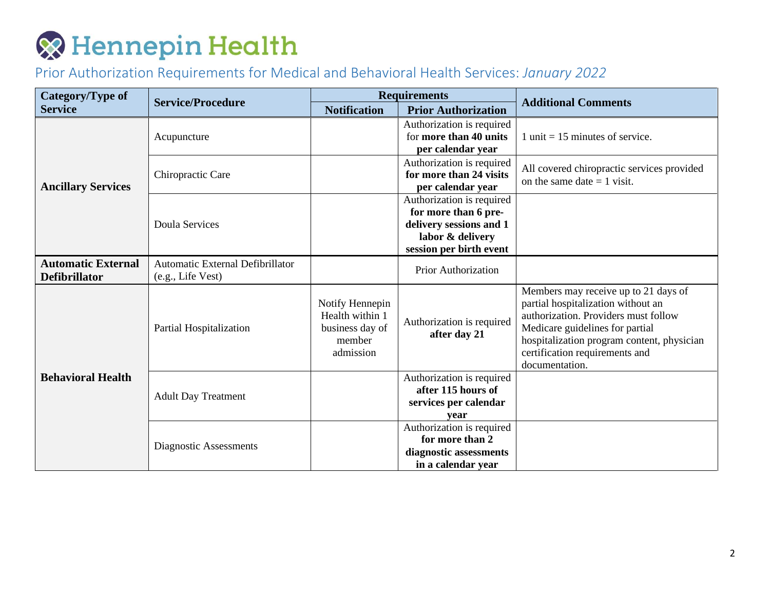# Hennepin Health

## Prior Authorization Requirements for Medical and Behavioral Health Services: *January 2022*

| Category/Type of Service | Service/Procedure | Requirements | | Additional Comments |
|---|---|---|---|---|
| | | **Notification** | **Prior Authorization** | |
| **Ancillary Services** | Acupuncture | | Authorization is required for **more than 40 units per calendar year** | 1 unit = 15 minutes of service. |
| | Chiropractic Care | | Authorization is required **for more than 24 visits per calendar year** | All covered chiropractic services provided on the same date = 1 visit. |
| | Doula Services | | Authorization is required **for more than 6 pre-delivery sessions and 1 labor & delivery session per birth event** | |
| **Automatic External Defibrillator** | Automatic External Defibrillator (e.g., Life Vest) | | Prior Authorization | |
| **Behavioral Health** | Partial Hospitalization | Notify Hennepin Health within 1 business day of member admission | Authorization is required **after day 21** | Members may receive up to 21 days of partial hospitalization without an authorization. Providers must follow Medicare guidelines for partial hospitalization program content, physician certification requirements and documentation. |
| | Adult Day Treatment | | Authorization is required **after 115 hours of services per calendar year** | |
| | Diagnostic Assessments | | Authorization is required **for more than 2 diagnostic assessments in a calendar year** | |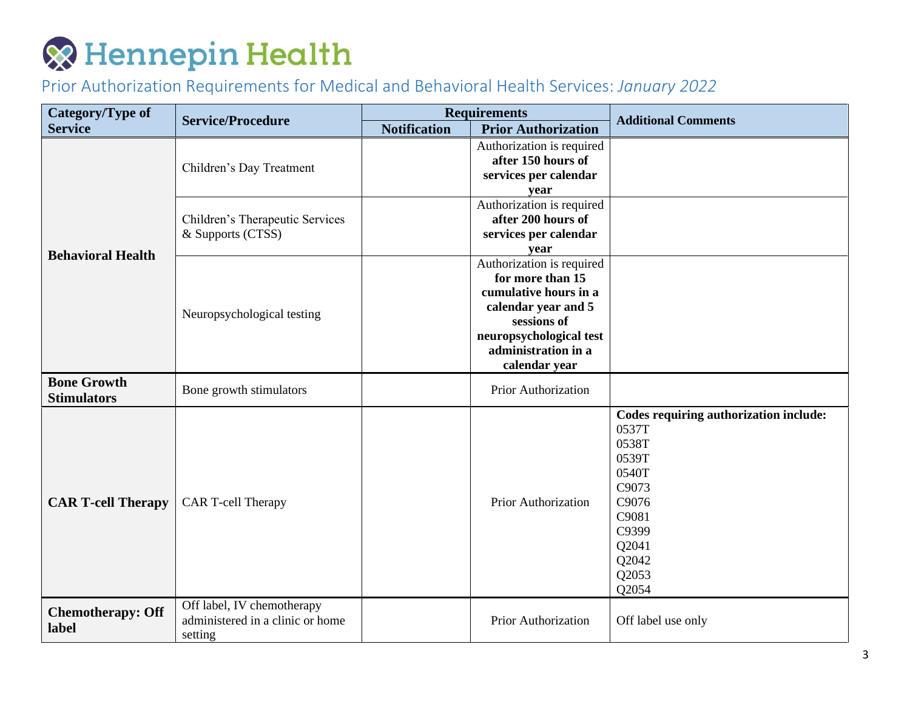# Hennepin Health

## Prior Authorization Requirements for Medical and Behavioral Health Services: *January 2022*

| Category/Type of Service | Service/Procedure | Requirements | | Additional Comments |
|---|---|---|---|---|
| | | Notification | Prior Authorization | |
| **Behavioral Health** | Children's Day Treatment | | Authorization is required **after 150 hours of services per calendar year** | |
| | Children's Therapeutic Services & Supports (CTSS) | | Authorization is required **after 200 hours of services per calendar year** | |
| | Neuropsychological testing | | Authorization is required **for more than 15 cumulative hours in a calendar year and 5 sessions of neuropsychological test administration in a calendar year** | |
| **Bone Growth Stimulators** | Bone growth stimulators | | Prior Authorization | |
| **CAR T-cell Therapy** | CAR T-cell Therapy | | Prior Authorization | **Codes requiring authorization include:** 0537T 0538T 0539T 0540T C9073 C9076 C9081 C9399 Q2041 Q2042 Q2053 Q2054 |
| **Chemotherapy: Off label** | Off label, IV chemotherapy administered in a clinic or home setting | | Prior Authorization | Off label use only |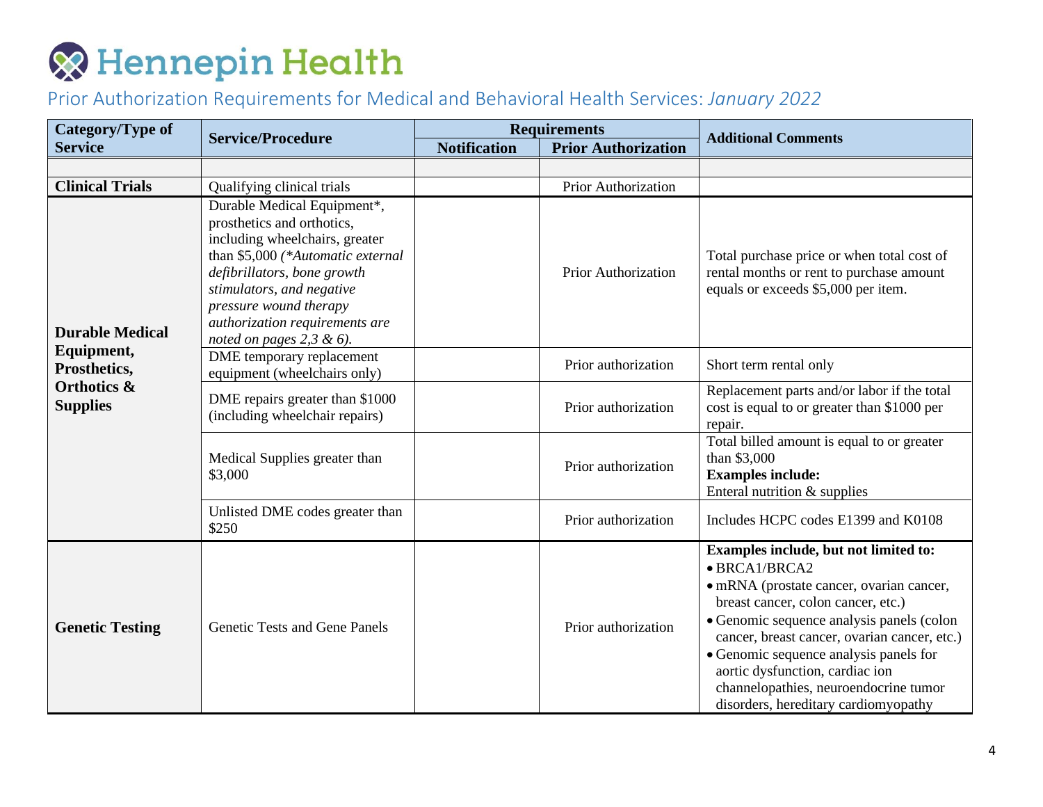# Hennepin Health

## Prior Authorization Requirements for Medical and Behavioral Health Services: *January 2022*

| Category/Type of Service | Service/Procedure | Requirements | | Additional Comments |
|---|---|---|---|---|
| | | Notification | Prior Authorization | |
| | | | | |
| **Clinical Trials** | Qualifying clinical trials | | Prior Authorization | |
| **Durable Medical Equipment, Prosthetics, Orthotics & Supplies** | Durable Medical Equipment*, prosthetics and orthotics, including wheelchairs, greater than $5,000 *(\*Automatic external defibrillators, bone growth stimulators, and negative pressure wound therapy authorization requirements are noted on pages 2,3 & 6).* | | Prior Authorization | Total purchase price or when total cost of rental months or rent to purchase amount equals or exceeds $5,000 per item. |
| | DME temporary replacement equipment (wheelchairs only) | | Prior authorization | Short term rental only |
| | DME repairs greater than $1000 (including wheelchair repairs) | | Prior authorization | Replacement parts and/or labor if the total cost is equal to or greater than $1000 per repair. |
| | Medical Supplies greater than $3,000 | | Prior authorization | Total billed amount is equal to or greater than $3,000<br>**Examples include:**<br>Enteral nutrition & supplies |
| | Unlisted DME codes greater than $250 | | Prior authorization | Includes HCPC codes E1399 and K0108 |
| **Genetic Testing** | Genetic Tests and Gene Panels | | Prior authorization | **Examples include, but not limited to:**<br>• BRCA1/BRCA2<br>• mRNA (prostate cancer, ovarian cancer, breast cancer, colon cancer, etc.)<br>• Genomic sequence analysis panels (colon cancer, breast cancer, ovarian cancer, etc.)<br>• Genomic sequence analysis panels for aortic dysfunction, cardiac ion channelopathies, neuroendocrine tumor disorders, hereditary cardiomyopathy |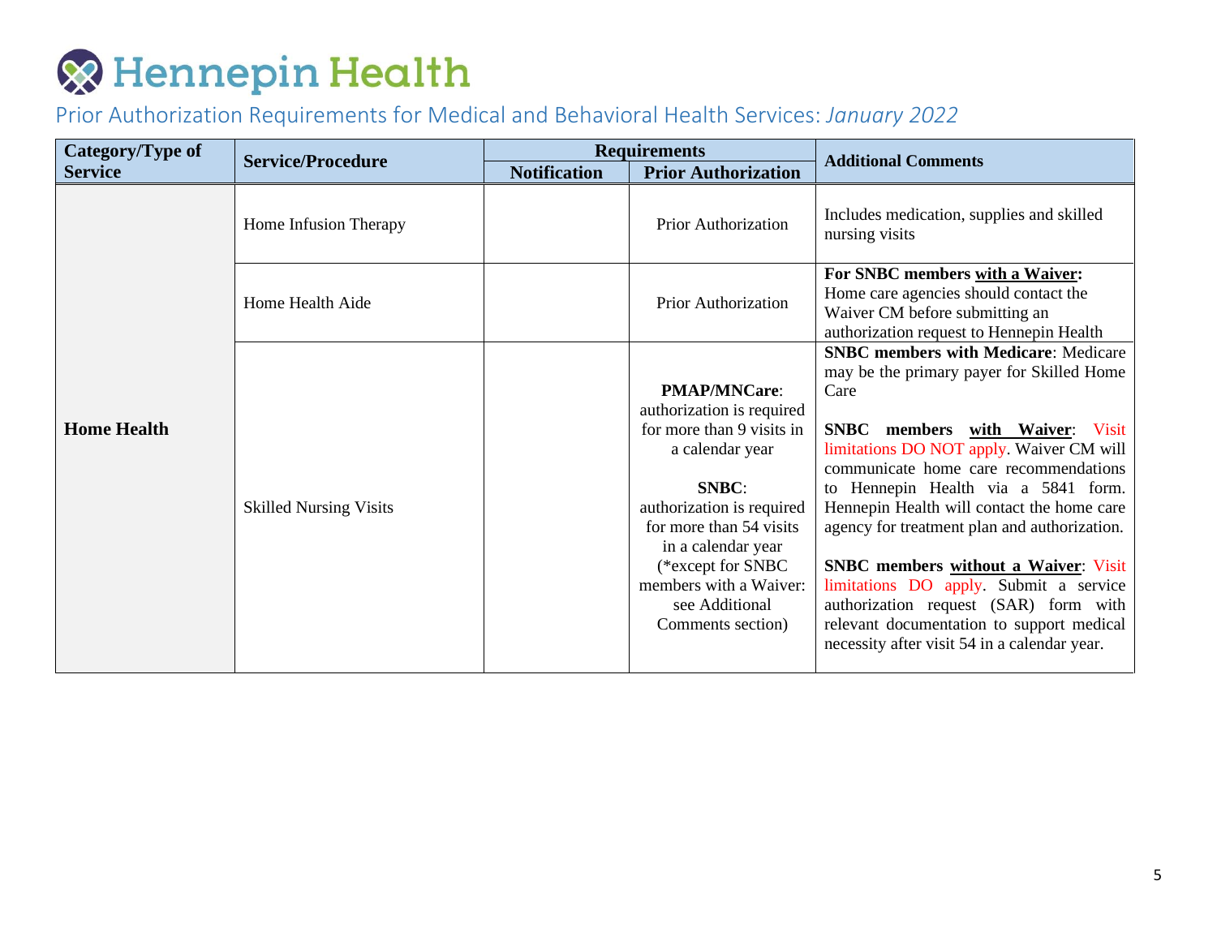# Hennepin Health

## Prior Authorization Requirements for Medical and Behavioral Health Services: *January 2022*

| Category/Type of Service | Service/Procedure | Requirements | | Additional Comments |
|---|---|---|---|---|
| | | Notification | Prior Authorization | |
| **Home Health** | Home Infusion Therapy | | Prior Authorization | Includes medication, supplies and skilled nursing visits |
| | Home Health Aide | | Prior Authorization | **For SNBC members with a Waiver:** Home care agencies should contact the Waiver CM before submitting an authorization request to Hennepin Health |
| | Skilled Nursing Visits | | **PMAP/MNCare**: authorization is required for more than 9 visits in a calendar year<br><br>**SNBC**: authorization is required for more than 54 visits in a calendar year (*except for SNBC members with a Waiver: see Additional Comments section) | **SNBC members with Medicare**: Medicare may be the primary payer for Skilled Home Care<br><br>**SNBC members with Waiver**: Visit limitations DO NOT apply. Waiver CM will communicate home care recommendations to Hennepin Health via a 5841 form. Hennepin Health will contact the home care agency for treatment plan and authorization.<br><br>**SNBC members without a Waiver**: Visit limitations DO apply. Submit a service authorization request (SAR) form with relevant documentation to support medical necessity after visit 54 in a calendar year. |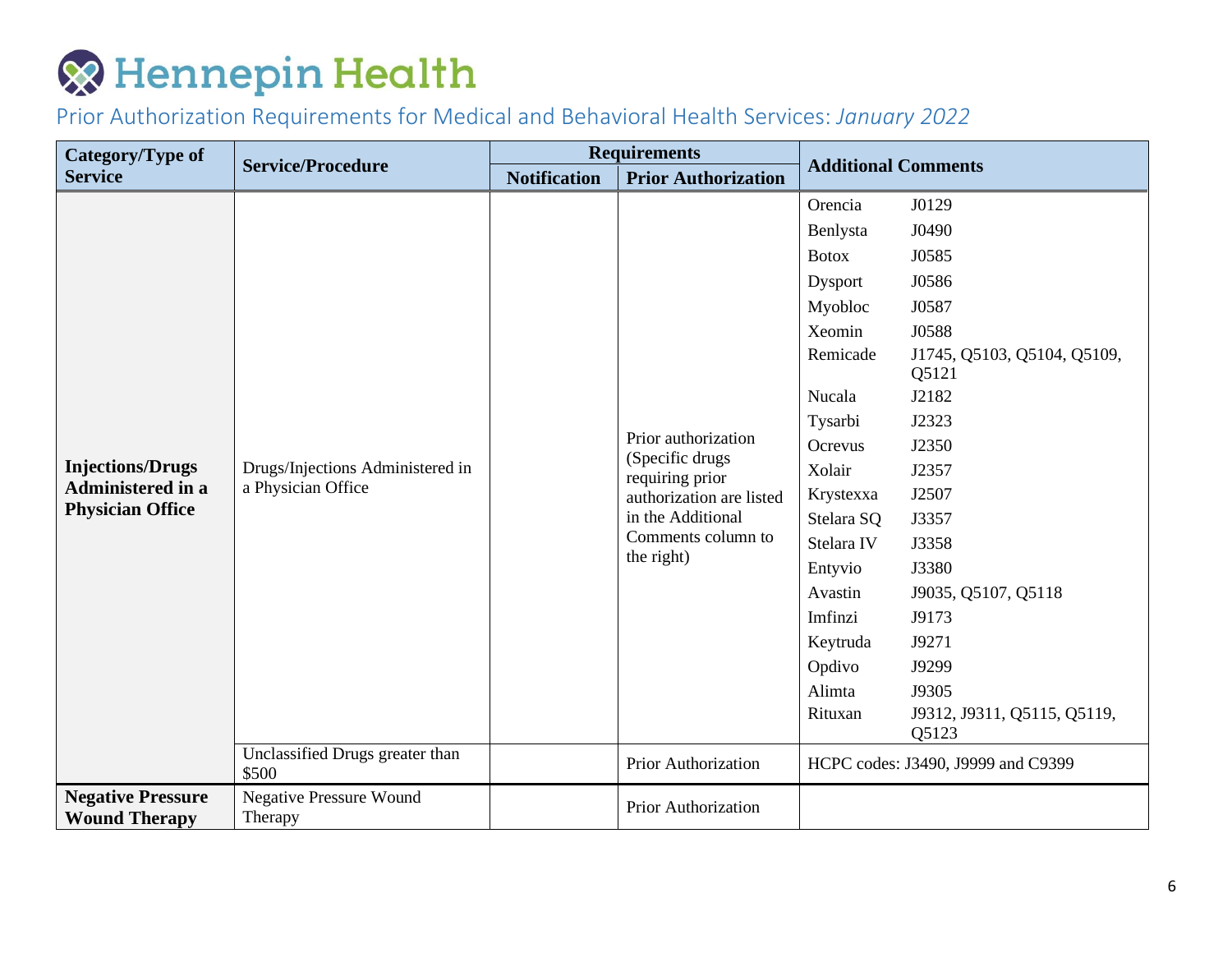# Hennepin Health

## Prior Authorization Requirements for Medical and Behavioral Health Services: *January 2022*

| Category/Type of Service | Service/Procedure | Requirements | | Additional Comments |
|---|---|---|---|---|
| | | Notification | Prior Authorization | |
| **Injections/Drugs Administered in a Physician Office** | Drugs/Injections Administered in a Physician Office | | Prior authorization (Specific drugs requiring prior authorization are listed in the Additional Comments column to the right) | Orencia J0129<br>Benlysta J0490<br>Botox J0585<br>Dysport J0586<br>Myobloc J0587<br>Xeomin J0588<br>Remicade J1745, Q5103, Q5104, Q5109, Q5121<br>Nucala J2182<br>Tysarbi J2323<br>Ocrevus J2350<br>Xolair J2357<br>Krystexxa J2507<br>Stelara SQ J3357<br>Stelara IV J3358<br>Entyvio J3380<br>Avastin J9035, Q5107, Q5118<br>Imfinzi J9173<br>Keytruda J9271<br>Opdivo J9299<br>Alimta J9305<br>Rituxan J9312, J9311, Q5115, Q5119, Q5123 |
| | Unclassified Drugs greater than $500 | | Prior Authorization | HCPC codes: J3490, J9999 and C9399 |
| **Negative Pressure Wound Therapy** | Negative Pressure Wound Therapy | | Prior Authorization | |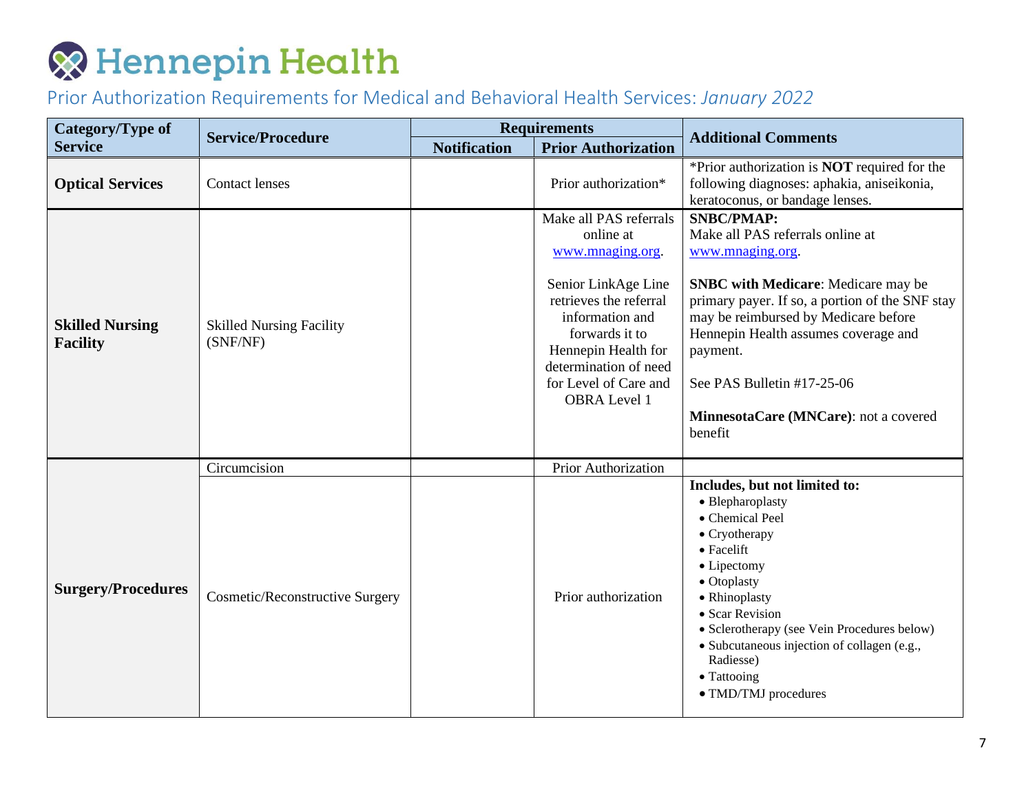# Hennepin Health

## Prior Authorization Requirements for Medical and Behavioral Health Services: *January 2022*

| Category/Type of Service | Service/Procedure | Requirements | | Additional Comments |
|---|---|---|---|---|
| | | Notification | Prior Authorization | |
| **Optical Services** | Contact lenses | | Prior authorization* | *Prior authorization is **NOT** required for the following diagnoses: aphakia, aniseikonia, keratoconus, or bandage lenses. |
| **Skilled Nursing Facility** | Skilled Nursing Facility (SNF/NF) | | Make all PAS referrals online at www.mnaging.org.<br><br>Senior LinkAge Line retrieves the referral information and forwards it to Hennepin Health for determination of need for Level of Care and OBRA Level 1 | **SNBC/PMAP:**<br>Make all PAS referrals online at www.mnaging.org.<br><br>**SNBC with Medicare**: Medicare may be primary payer. If so, a portion of the SNF stay may be reimbursed by Medicare before Hennepin Health assumes coverage and payment.<br><br>See PAS Bulletin #17-25-06<br><br>**MinnesotaCare (MNCare)**: not a covered benefit |
| **Surgery/Procedures** | Circumcision | | Prior Authorization | |
| | Cosmetic/Reconstructive Surgery | | Prior authorization | **Includes, but not limited to:**<br>• Blepharoplasty<br>• Chemical Peel<br>• Cryotherapy<br>• Facelift<br>• Lipectomy<br>• Otoplasty<br>• Rhinoplasty<br>• Scar Revision<br>• Sclerotherapy (see Vein Procedures below)<br>• Subcutaneous injection of collagen (e.g., Radiesse)<br>• Tattooing<br>• TMD/TMJ procedures |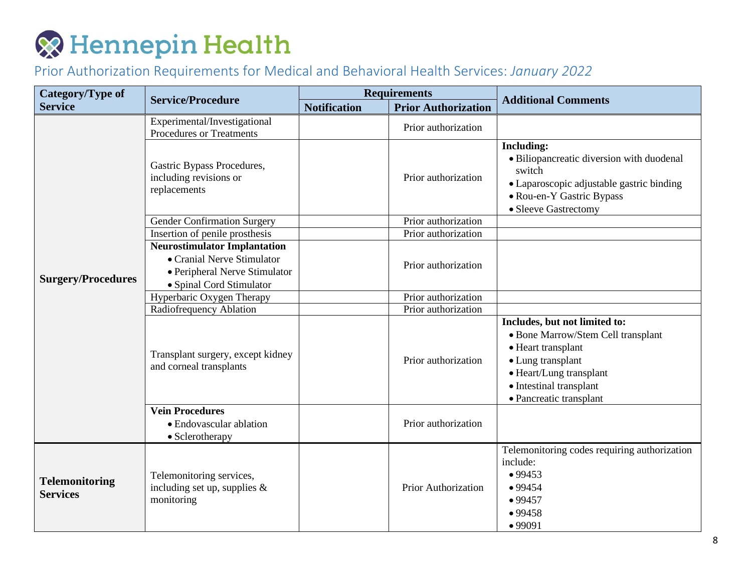# Hennepin Health

## Prior Authorization Requirements for Medical and Behavioral Health Services: *January 2022*

| Category/Type of Service | Service/Procedure | Requirements | | Additional Comments |
|---|---|---|---|---|
| | | **Notification** | **Prior Authorization** | |
| **Surgery/Procedures** | Experimental/Investigational Procedures or Treatments | | Prior authorization | |
| | Gastric Bypass Procedures, including revisions or replacements | | Prior authorization | **Including:**<br>• Biliopancreatic diversion with duodenal switch<br>• Laparoscopic adjustable gastric binding<br>• Rou-en-Y Gastric Bypass<br>• Sleeve Gastrectomy |
| | Gender Confirmation Surgery | | Prior authorization | |
| | Insertion of penile prosthesis | | Prior authorization | |
| | **Neurostimulator Implantation**<br>• Cranial Nerve Stimulator<br>• Peripheral Nerve Stimulator<br>• Spinal Cord Stimulator | | Prior authorization | |
| | Hyperbaric Oxygen Therapy | | Prior authorization | |
| | Radiofrequency Ablation | | Prior authorization | |
| | Transplant surgery, except kidney and corneal transplants | | Prior authorization | **Includes, but not limited to:**<br>• Bone Marrow/Stem Cell transplant<br>• Heart transplant<br>• Lung transplant<br>• Heart/Lung transplant<br>• Intestinal transplant<br>• Pancreatic transplant |
| | **Vein Procedures**<br>• Endovascular ablation<br>• Sclerotherapy | | Prior authorization | |
| **Telemonitoring Services** | Telemonitoring services, including set up, supplies & monitoring | | Prior Authorization | Telemonitoring codes requiring authorization include:<br>• 99453<br>• 99454<br>• 99457<br>• 99458<br>• 99091 |